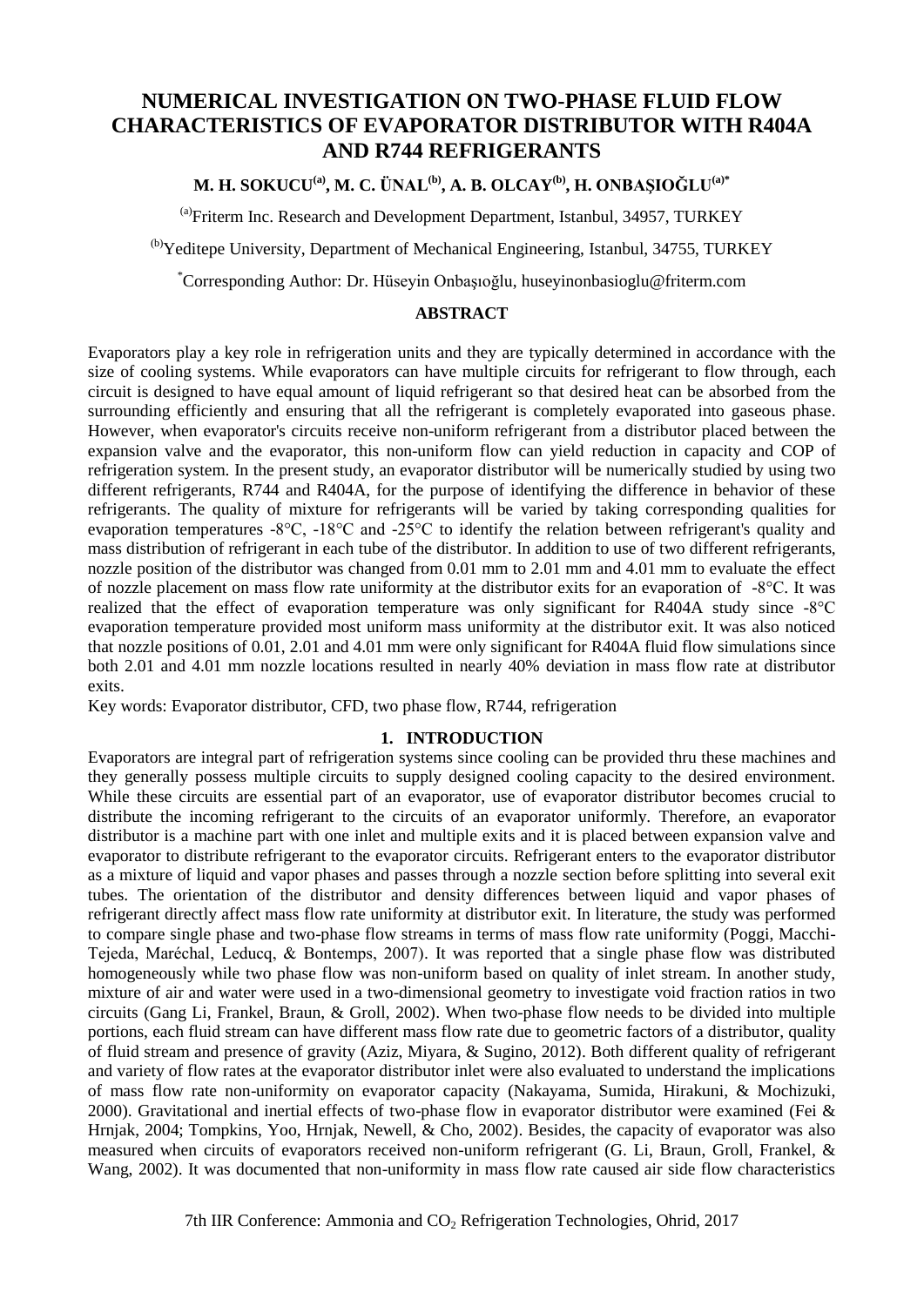# NUMERICAL INVESTIGATION ON TWO-PHASE FLUID FLOW CHARACTERISTICS OF EVAPORATOR DISTRIBUTOR WITH R404A AND R744 REFRIGERANTS

**M. H. SOKUCU[(a)], M. C. ÜNAL[(b)], A. B. OLCAY[(b)], H. ONBAŞIOĞLU[(a)*]**

[(a)]Friterm Inc. Research and Development Department, Istanbul, 34957, TURKEY

[(b)]Yeditepe University, Department of Mechanical Engineering, Istanbul, 34755, TURKEY

[*]Corresponding Author: Dr. Hüseyin Onbaşıoğlu, huseyinonbasioglu@friterm.com

## ABSTRACT

Evaporators play a key role in refrigeration units and they are typically determined in accordance with the size of cooling systems. While evaporators can have multiple circuits for refrigerant to flow through, each circuit is designed to have equal amount of liquid refrigerant so that desired heat can be absorbed from the surrounding efficiently and ensuring that all the refrigerant is completely evaporated into gaseous phase. However, when evaporator's circuits receive non-uniform refrigerant from a distributor placed between the expansion valve and the evaporator, this non-uniform flow can yield reduction in capacity and COP of refrigeration system. In the present study, an evaporator distributor will be numerically studied by using two different refrigerants, R744 and R404A, for the purpose of identifying the difference in behavior of these refrigerants. The quality of mixture for refrigerants will be varied by taking corresponding qualities for evaporation temperatures -8°C, -18°C and -25°C to identify the relation between refrigerant's quality and mass distribution of refrigerant in each tube of the distributor. In addition to use of two different refrigerants, nozzle position of the distributor was changed from 0.01 mm to 2.01 mm and 4.01 mm to evaluate the effect of nozzle placement on mass flow rate uniformity at the distributor exits for an evaporation of -8°C. It was realized that the effect of evaporation temperature was only significant for R404A study since -8°C evaporation temperature provided most uniform mass uniformity at the distributor exit. It was also noticed that nozzle positions of 0.01, 2.01 and 4.01 mm were only significant for R404A fluid flow simulations since both 2.01 and 4.01 mm nozzle locations resulted in nearly 40% deviation in mass flow rate at distributor exits.

Key words: Evaporator distributor, CFD, two phase flow, R744, refrigeration

## 1. INTRODUCTION

Evaporators are integral part of refrigeration systems since cooling can be provided thru these machines and they generally possess multiple circuits to supply designed cooling capacity to the desired environment. While these circuits are essential part of an evaporator, use of evaporator distributor becomes crucial to distribute the incoming refrigerant to the circuits of an evaporator uniformly. Therefore, an evaporator distributor is a machine part with one inlet and multiple exits and it is placed between expansion valve and evaporator to distribute refrigerant to the evaporator circuits. Refrigerant enters to the evaporator distributor as a mixture of liquid and vapor phases and passes through a nozzle section before splitting into several exit tubes. The orientation of the distributor and density differences between liquid and vapor phases of refrigerant directly affect mass flow rate uniformity at distributor exit. In literature, the study was performed to compare single phase and two-phase flow streams in terms of mass flow rate uniformity (Poggi, Macchi-Tejeda, Maréchal, Leducq, & Bontemps, 2007). It was reported that a single phase flow was distributed homogeneously while two phase flow was non-uniform based on quality of inlet stream. In another study, mixture of air and water were used in a two-dimensional geometry to investigate void fraction ratios in two circuits (Gang Li, Frankel, Braun, & Groll, 2002). When two-phase flow needs to be divided into multiple portions, each fluid stream can have different mass flow rate due to geometric factors of a distributor, quality of fluid stream and presence of gravity (Aziz, Miyara, & Sugino, 2012). Both different quality of refrigerant and variety of flow rates at the evaporator distributor inlet were also evaluated to understand the implications of mass flow rate non-uniformity on evaporator capacity (Nakayama, Sumida, Hirakuni, & Mochizuki, 2000). Gravitational and inertial effects of two-phase flow in evaporator distributor were examined (Fei & Hrnjak, 2004; Tompkins, Yoo, Hrnjak, Newell, & Cho, 2002). Besides, the capacity of evaporator was also measured when circuits of evaporators received non-uniform refrigerant (G. Li, Braun, Groll, Frankel, & Wang, 2002). It was documented that non-uniformity in mass flow rate caused air side flow characteristics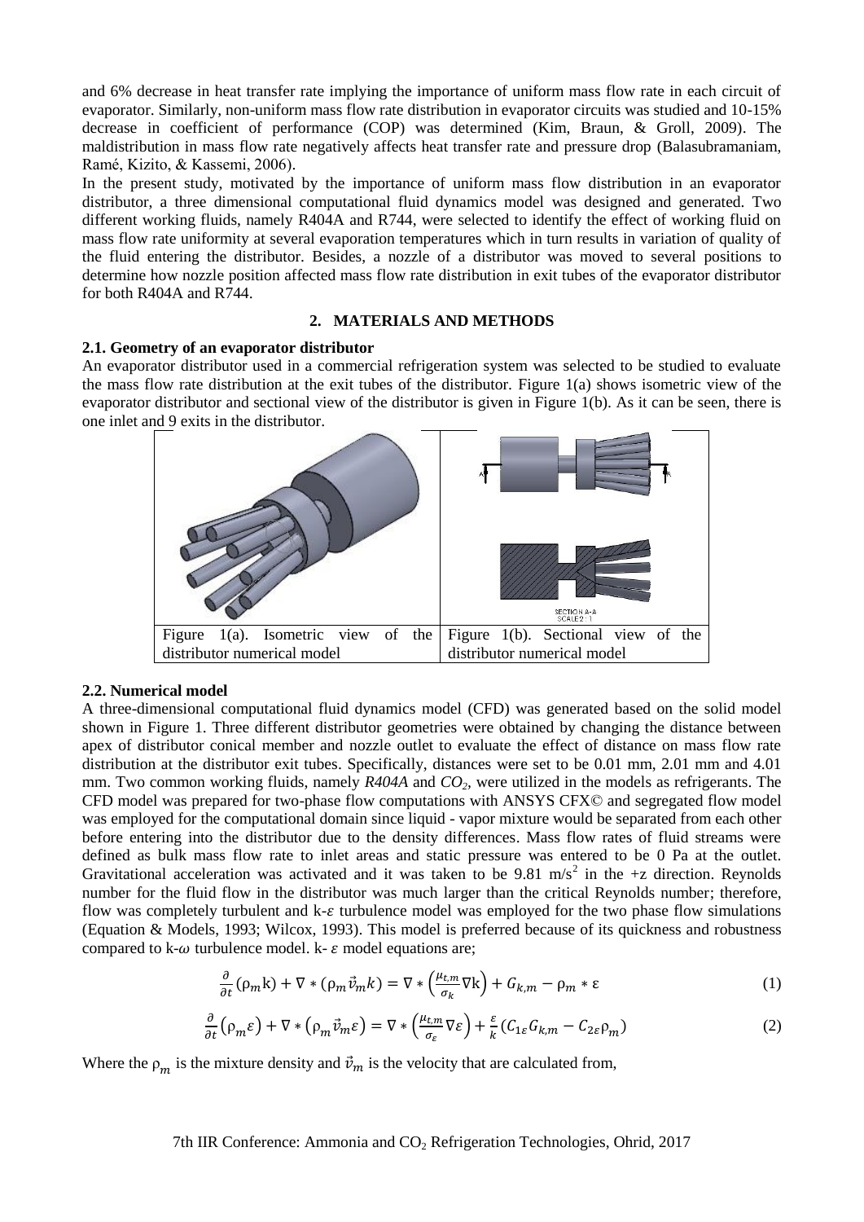and 6% decrease in heat transfer rate implying the importance of uniform mass flow rate in each circuit of evaporator. Similarly, non-uniform mass flow rate distribution in evaporator circuits was studied and 10-15% decrease in coefficient of performance (COP) was determined (Kim, Braun, & Groll, 2009). The maldistribution in mass flow rate negatively affects heat transfer rate and pressure drop (Balasubramaniam, Ramé, Kizito, & Kassemi, 2006).

In the present study, motivated by the importance of uniform mass flow distribution in an evaporator distributor, a three dimensional computational fluid dynamics model was designed and generated. Two different working fluids, namely R404A and R744, were selected to identify the effect of working fluid on mass flow rate uniformity at several evaporation temperatures which in turn results in variation of quality of the fluid entering the distributor. Besides, a nozzle of a distributor was moved to several positions to determine how nozzle position affected mass flow rate distribution in exit tubes of the evaporator distributor for both R404A and R744.

## 2. MATERIALS AND METHODS

### 2.1. Geometry of an evaporator distributor

An evaporator distributor used in a commercial refrigeration system was selected to be studied to evaluate the mass flow rate distribution at the exit tubes of the distributor. Figure 1(a) shows isometric view of the evaporator distributor and sectional view of the distributor is given in Figure 1(b). As it can be seen, there is one inlet and 9 exits in the distributor.

| Figure 1(a). Isometric view of the distributor numerical model | Figure 1(b). Sectional view of the distributor numerical model |
| --- | --- |

### 2.2. Numerical model

A three-dimensional computational fluid dynamics model (CFD) was generated based on the solid model shown in Figure 1. Three different distributor geometries were obtained by changing the distance between apex of distributor conical member and nozzle outlet to evaluate the effect of distance on mass flow rate distribution at the distributor exit tubes. Specifically, distances were set to be 0.01 mm, 2.01 mm and 4.01 mm. Two common working fluids, namely *R404A* and $CO_2$, were utilized in the models as refrigerants. The CFD model was prepared for two-phase flow computations with ANSYS CFX© and segregated flow model was employed for the computational domain since liquid - vapor mixture would be separated from each other before entering into the distributor due to the density differences. Mass flow rates of fluid streams were defined as bulk mass flow rate to inlet areas and static pressure was entered to be 0 Pa at the outlet. Gravitational acceleration was activated and it was taken to be 9.81 $m/s^2$ in the +z direction. Reynolds number for the fluid flow in the distributor was much larger than the critical Reynolds number; therefore, flow was completely turbulent and k-$\varepsilon$ turbulence model was employed for the two phase flow simulations (Equation & Models, 1993; Wilcox, 1993). This model is preferred because of its quickness and robustness compared to k-$\omega$ turbulence model. k- $\varepsilon$ model equations are;

$$\frac{\partial}{\partial t}(\rho_m k) + \nabla * (\rho_m \vec{v}_m k) = \nabla * \left(\frac{\mu_{t,m}}{\sigma_k}\nabla k\right) + G_{k,m} - \rho_m * \varepsilon \quad (1)$$

$$\frac{\partial}{\partial t}(\rho_m \varepsilon) + \nabla * (\rho_m \vec{v}_m \varepsilon) = \nabla * \left(\frac{\mu_{t,m}}{\sigma_\varepsilon}\nabla \varepsilon\right) + \frac{\varepsilon}{k}(C_{1\varepsilon} G_{k,m} - C_{2\varepsilon}\rho_m) \quad (2)$$

Where the $\rho_m$ is the mixture density and $\vec{v}_m$ is the velocity that are calculated from,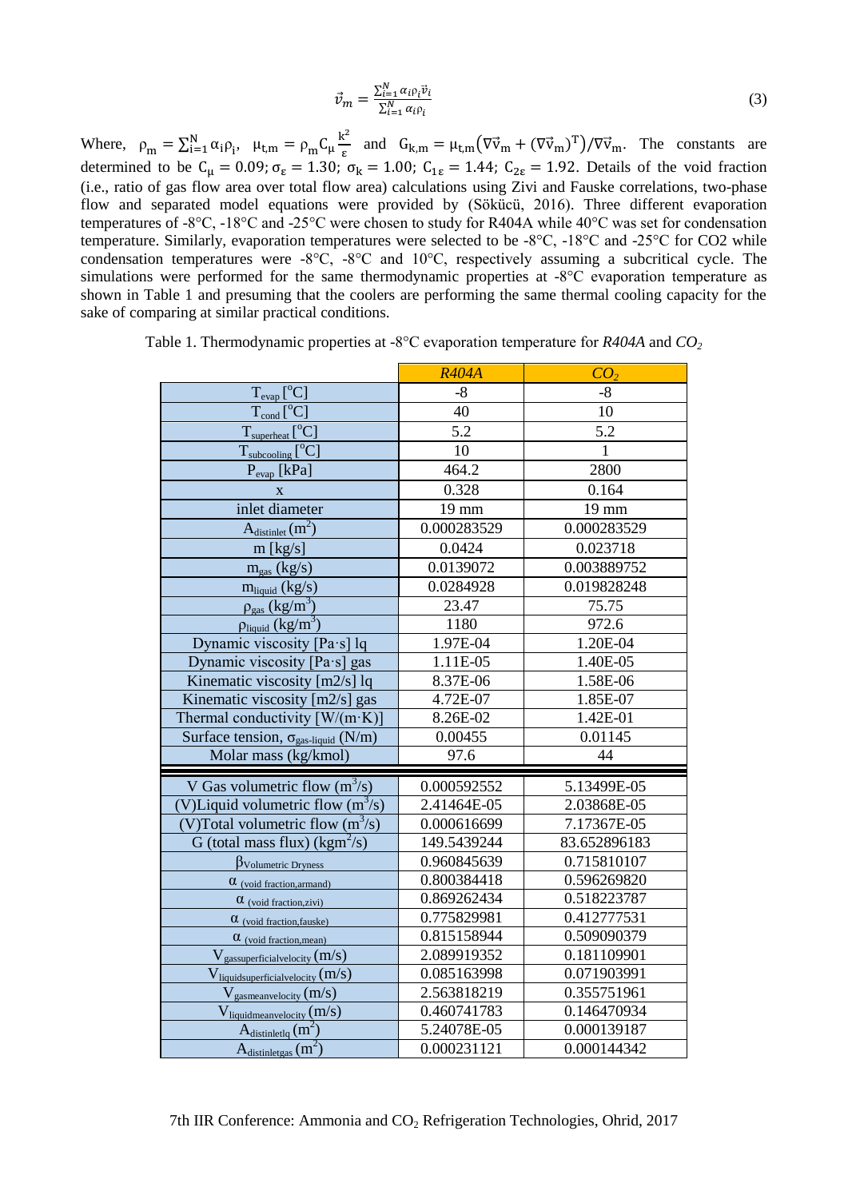$$\vec{v}_m = \frac{\sum_{i=1}^{N} \alpha_i \rho_i \vec{v}_i}{\sum_{i=1}^{N} \alpha_i \rho_i} \tag{3}$$

Where, $\rho_m = \sum_{i=1}^{N} \alpha_i \rho_i$, $\mu_{t,m} = \rho_m C_\mu \frac{k^2}{\varepsilon}$ and $G_{k,m} = \mu_{t,m}(\nabla\vec{v}_m + (\nabla\vec{v}_m)^T)/\nabla\vec{v}_m$. The constants are determined to be $C_\mu = 0.09; \sigma_\varepsilon = 1.30; \sigma_k = 1.00; C_{1\varepsilon} = 1.44; C_{2\varepsilon} = 1.92$. Details of the void fraction (i.e., ratio of gas flow area over total flow area) calculations using Zivi and Fauske correlations, two-phase flow and separated model equations were provided by (Sökücü, 2016). Three different evaporation temperatures of -8°C, -18°C and -25°C were chosen to study for R404A while 40°C was set for condensation temperature. Similarly, evaporation temperatures were selected to be -8°C, -18°C and -25°C for CO2 while condensation temperatures were -8°C, -8°C and 10°C, respectively assuming a subcritical cycle. The simulations were performed for the same thermodynamic properties at -8°C evaporation temperature as shown in Table 1 and presuming that the coolers are performing the same thermal cooling capacity for the sake of comparing at similar practical conditions.

Table 1. Thermodynamic properties at -8°C evaporation temperature for *R404A* and *$CO_2$*

| | *R404A* | *$CO_2$* |
|---|---|---|
| $T_{evap}$ [°C] | -8 | -8 |
| $T_{cond}$ [°C] | 40 | 10 |
| $T_{superheat}$ [°C] | 5.2 | 5.2 |
| $T_{subcooling}$ [°C] | 10 | 1 |
| $P_{evap}$ [kPa] | 464.2 | 2800 |
| x | 0.328 | 0.164 |
| inlet diameter | 19 mm | 19 mm |
| $A_{distinlet}$ ($m^2$) | 0.000283529 | 0.000283529 |
| m [kg/s] | 0.0424 | 0.023718 |
| $m_{gas}$ (kg/s) | 0.0139072 | 0.003889752 |
| $m_{liquid}$ (kg/s) | 0.0284928 | 0.019828248 |
| $\rho_{gas}$ ($kg/m^3$) | 23.47 | 75.75 |
| $\rho_{liquid}$ ($kg/m^3$) | 1180 | 972.6 |
| Dynamic viscosity [Pa·s] lq | 1.97E-04 | 1.20E-04 |
| Dynamic viscosity [Pa·s] gas | 1.11E-05 | 1.40E-05 |
| Kinematic viscosity [m2/s] lq | 8.37E-06 | 1.58E-06 |
| Kinematic viscosity [m2/s] gas | 4.72E-07 | 1.85E-07 |
| Thermal conductivity [W/(m·K)] | 8.26E-02 | 1.42E-01 |
| Surface tension, $\sigma_{gas\text{-}liquid}$ (N/m) | 0.00455 | 0.01145 |
| Molar mass (kg/kmol) | 97.6 | 44 |
| V Gas volumetric flow ($m^3/s$) | 0.000592552 | 5.13499E-05 |
| (V)Liquid volumetric flow ($m^3/s$) | 2.41464E-05 | 2.03868E-05 |
| (V)Total volumetric flow ($m^3/s$) | 0.000616699 | 7.17367E-05 |
| G (total mass flux) ($kgm^2/s$) | 149.5439244 | 83.652896183 |
| $\beta_{Volumetric\ Dryness}$ | 0.960845639 | 0.715810107 |
| $\alpha_{(void\ fraction,armand)}$ | 0.800384418 | 0.596269820 |
| $\alpha_{(void\ fraction,zivi)}$ | 0.869262434 | 0.518223787 |
| $\alpha_{(void\ fraction,fauske)}$ | 0.775829981 | 0.412777531 |
| $\alpha_{(void\ fraction,mean)}$ | 0.815158944 | 0.509090379 |
| $V_{gassuperficialvelocity}$ (m/s) | 2.089919352 | 0.181109901 |
| $V_{liquidsuperficialvelocity}$ (m/s) | 0.085163998 | 0.071903991 |
| $V_{gasmeanvelocity}$ (m/s) | 2.563818219 | 0.355751961 |
| $V_{liquidmeanvelocity}$ (m/s) | 0.460741783 | 0.146470934 |
| $A_{distinletlq}$ ($m^2$) | 5.24078E-05 | 0.000139187 |
| $A_{distinletgas}$ ($m^2$) | 0.000231121 | 0.000144342 |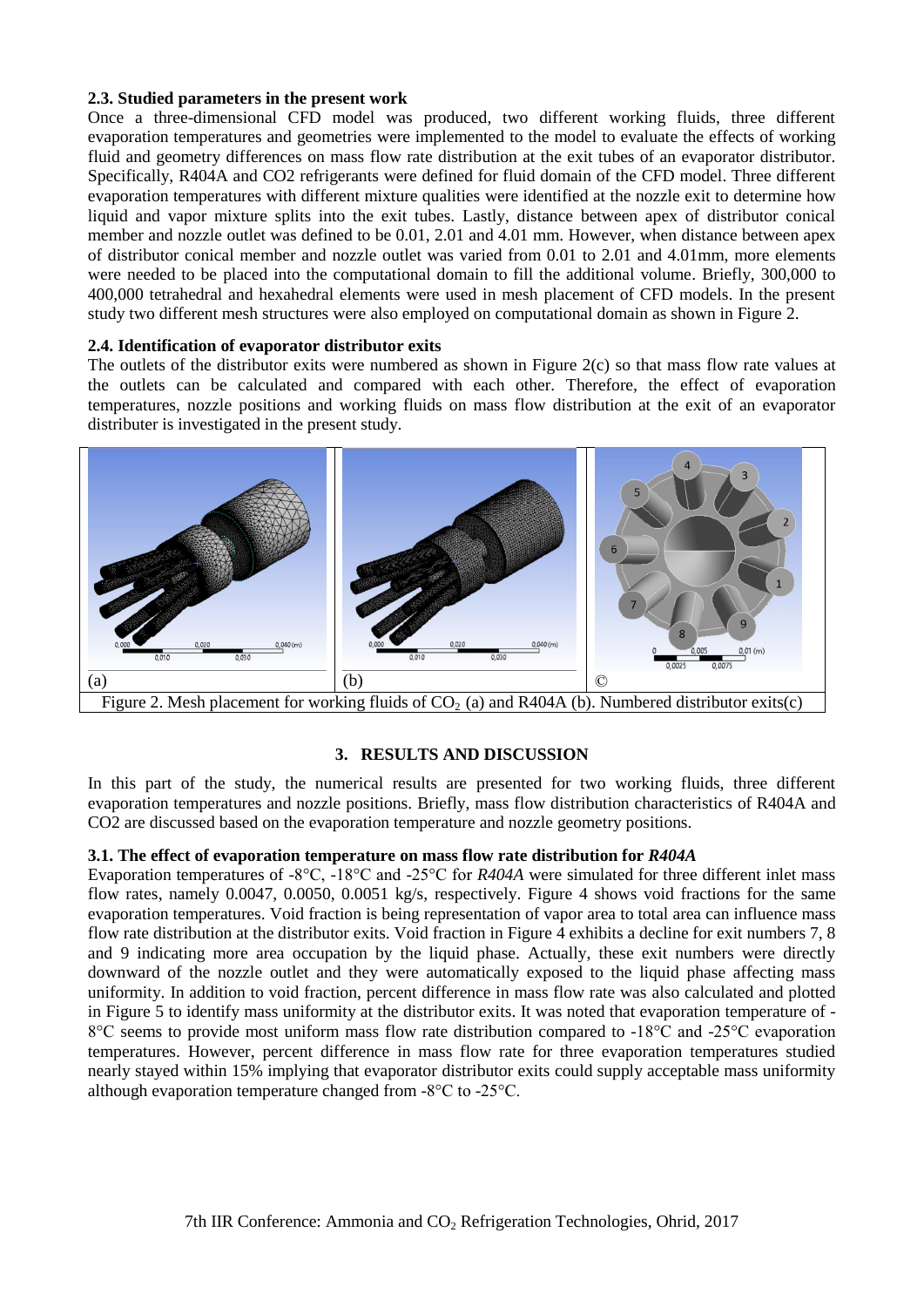### 2.3. Studied parameters in the present work

Once a three-dimensional CFD model was produced, two different working fluids, three different evaporation temperatures and geometries were implemented to the model to evaluate the effects of working fluid and geometry differences on mass flow rate distribution at the exit tubes of an evaporator distributor. Specifically, R404A and CO2 refrigerants were defined for fluid domain of the CFD model. Three different evaporation temperatures with different mixture qualities were identified at the nozzle exit to determine how liquid and vapor mixture splits into the exit tubes. Lastly, distance between apex of distributor conical member and nozzle outlet was defined to be 0.01, 2.01 and 4.01 mm. However, when distance between apex of distributor conical member and nozzle outlet was varied from 0.01 to 2.01 and 4.01mm, more elements were needed to be placed into the computational domain to fill the additional volume. Briefly, 300,000 to 400,000 tetrahedral and hexahedral elements were used in mesh placement of CFD models. In the present study two different mesh structures were also employed on computational domain as shown in Figure 2.

### 2.4. Identification of evaporator distributor exits

The outlets of the distributor exits were numbered as shown in Figure 2(c) so that mass flow rate values at the outlets can be calculated and compared with each other. Therefore, the effect of evaporation temperatures, nozzle positions and working fluids on mass flow distribution at the exit of an evaporator distributer is investigated in the present study.

(a) (b) ©

Figure 2. Mesh placement for working fluids of $CO_2$ (a) and R404A (b). Numbered distributor exits(c)

## 3. RESULTS AND DISCUSSION

In this part of the study, the numerical results are presented for two working fluids, three different evaporation temperatures and nozzle positions. Briefly, mass flow distribution characteristics of R404A and CO2 are discussed based on the evaporation temperature and nozzle geometry positions.

### 3.1. The effect of evaporation temperature on mass flow rate distribution for *R404A*

Evaporation temperatures of -8°C, -18°C and -25°C for *R404A* were simulated for three different inlet mass flow rates, namely 0.0047, 0.0050, 0.0051 kg/s, respectively. Figure 4 shows void fractions for the same evaporation temperatures. Void fraction is being representation of vapor area to total area can influence mass flow rate distribution at the distributor exits. Void fraction in Figure 4 exhibits a decline for exit numbers 7, 8 and 9 indicating more area occupation by the liquid phase. Actually, these exit numbers were directly downward of the nozzle outlet and they were automatically exposed to the liquid phase affecting mass uniformity. In addition to void fraction, percent difference in mass flow rate was also calculated and plotted in Figure 5 to identify mass uniformity at the distributor exits. It was noted that evaporation temperature of -8°C seems to provide most uniform mass flow rate distribution compared to -18°C and -25°C evaporation temperatures. However, percent difference in mass flow rate for three evaporation temperatures studied nearly stayed within 15% implying that evaporator distributor exits could supply acceptable mass uniformity although evaporation temperature changed from -8°C to -25°C.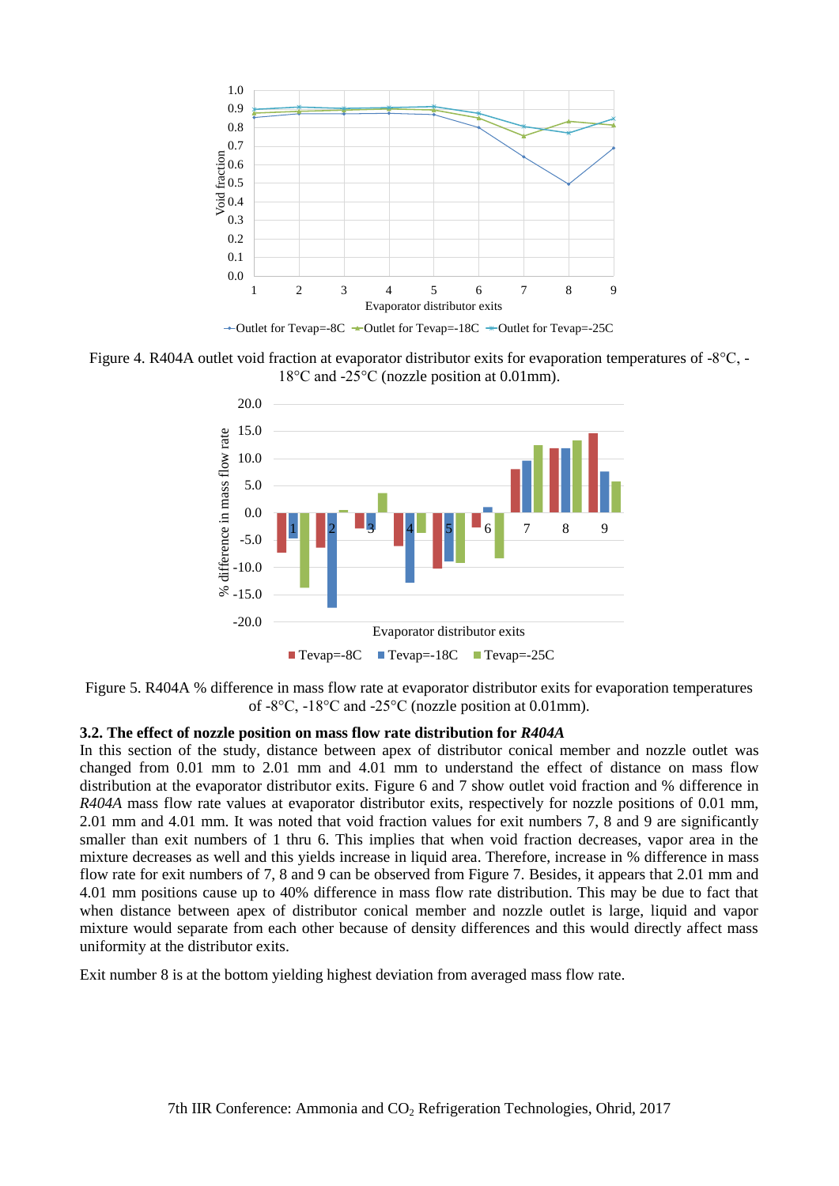Figure 4. R404A outlet void fraction at evaporator distributor exits for evaporation temperatures of -8°C, -18°C and -25°C (nozzle position at 0.01mm).

Figure 5. R404A % difference in mass flow rate at evaporator distributor exits for evaporation temperatures of -8°C, -18°C and -25°C (nozzle position at 0.01mm).

### 3.2. The effect of nozzle position on mass flow rate distribution for *R404A*

In this section of the study, distance between apex of distributor conical member and nozzle outlet was changed from 0.01 mm to 2.01 mm and 4.01 mm to understand the effect of distance on mass flow distribution at the evaporator distributor exits. Figure 6 and 7 show outlet void fraction and % difference in *R404A* mass flow rate values at evaporator distributor exits, respectively for nozzle positions of 0.01 mm, 2.01 mm and 4.01 mm. It was noted that void fraction values for exit numbers 7, 8 and 9 are significantly smaller than exit numbers of 1 thru 6. This implies that when void fraction decreases, vapor area in the mixture decreases as well and this yields increase in liquid area. Therefore, increase in % difference in mass flow rate for exit numbers of 7, 8 and 9 can be observed from Figure 7. Besides, it appears that 2.01 mm and 4.01 mm positions cause up to 40% difference in mass flow rate distribution. This may be due to fact that when distance between apex of distributor conical member and nozzle outlet is large, liquid and vapor mixture would separate from each other because of density differences and this would directly affect mass uniformity at the distributor exits.

Exit number 8 is at the bottom yielding highest deviation from averaged mass flow rate.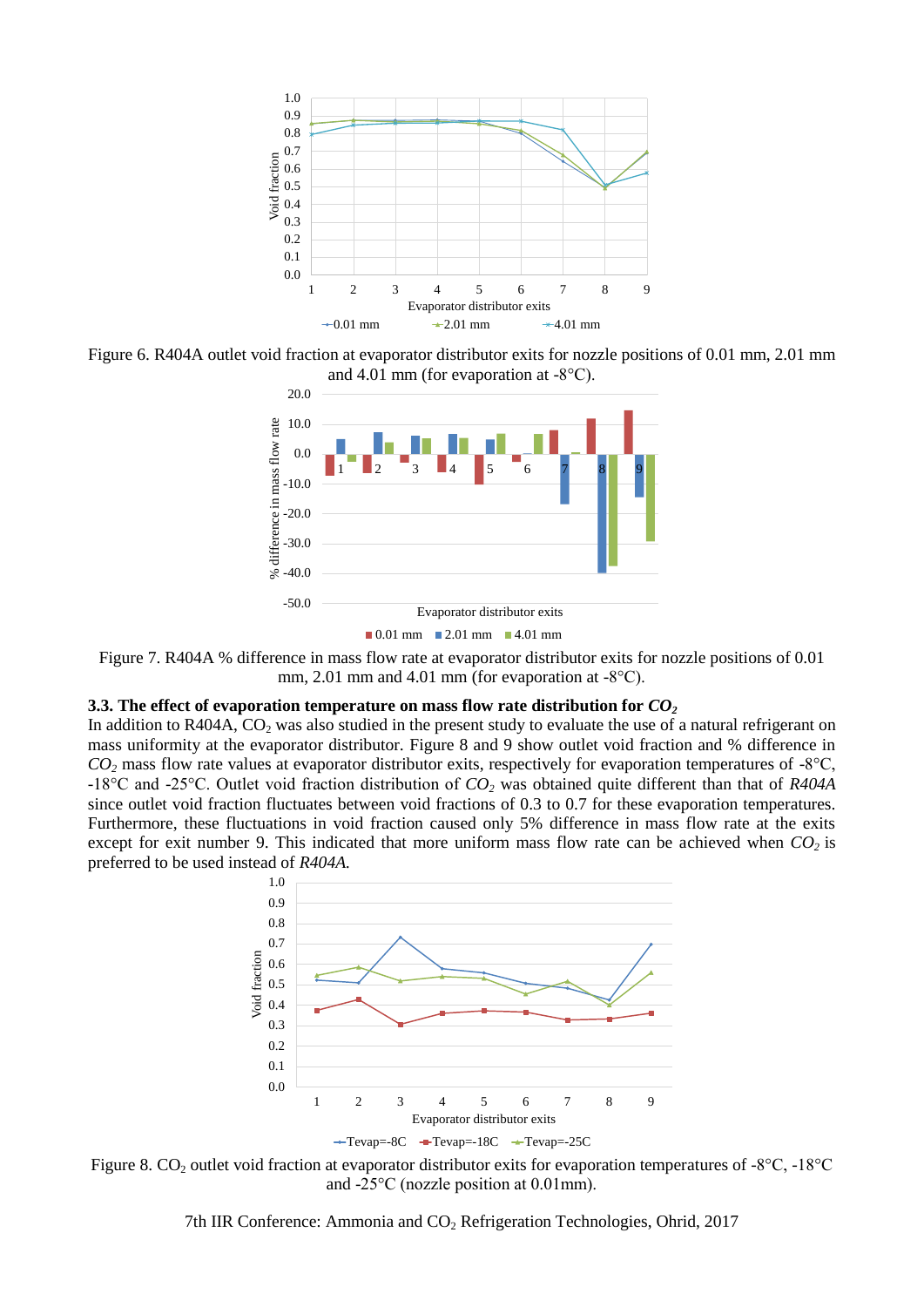Figure 6. R404A outlet void fraction at evaporator distributor exits for nozzle positions of 0.01 mm, 2.01 mm and 4.01 mm (for evaporation at -8°C).

Figure 7. R404A % difference in mass flow rate at evaporator distributor exits for nozzle positions of 0.01 mm, 2.01 mm and 4.01 mm (for evaporation at -8°C).

### 3.3. The effect of evaporation temperature on mass flow rate distribution for $CO_2$

In addition to R404A, $CO_2$ was also studied in the present study to evaluate the use of a natural refrigerant on mass uniformity at the evaporator distributor. Figure 8 and 9 show outlet void fraction and % difference in $CO_2$ mass flow rate values at evaporator distributor exits, respectively for evaporation temperatures of -8°C, -18°C and -25°C. Outlet void fraction distribution of $CO_2$ was obtained quite different than that of *R404A* since outlet void fraction fluctuates between void fractions of 0.3 to 0.7 for these evaporation temperatures. Furthermore, these fluctuations in void fraction caused only 5% difference in mass flow rate at the exits except for exit number 9. This indicated that more uniform mass flow rate can be achieved when $CO_2$ is preferred to be used instead of *R404A.*

Figure 8. $CO_2$ outlet void fraction at evaporator distributor exits for evaporation temperatures of -8°C, -18°C and -25°C (nozzle position at 0.01mm).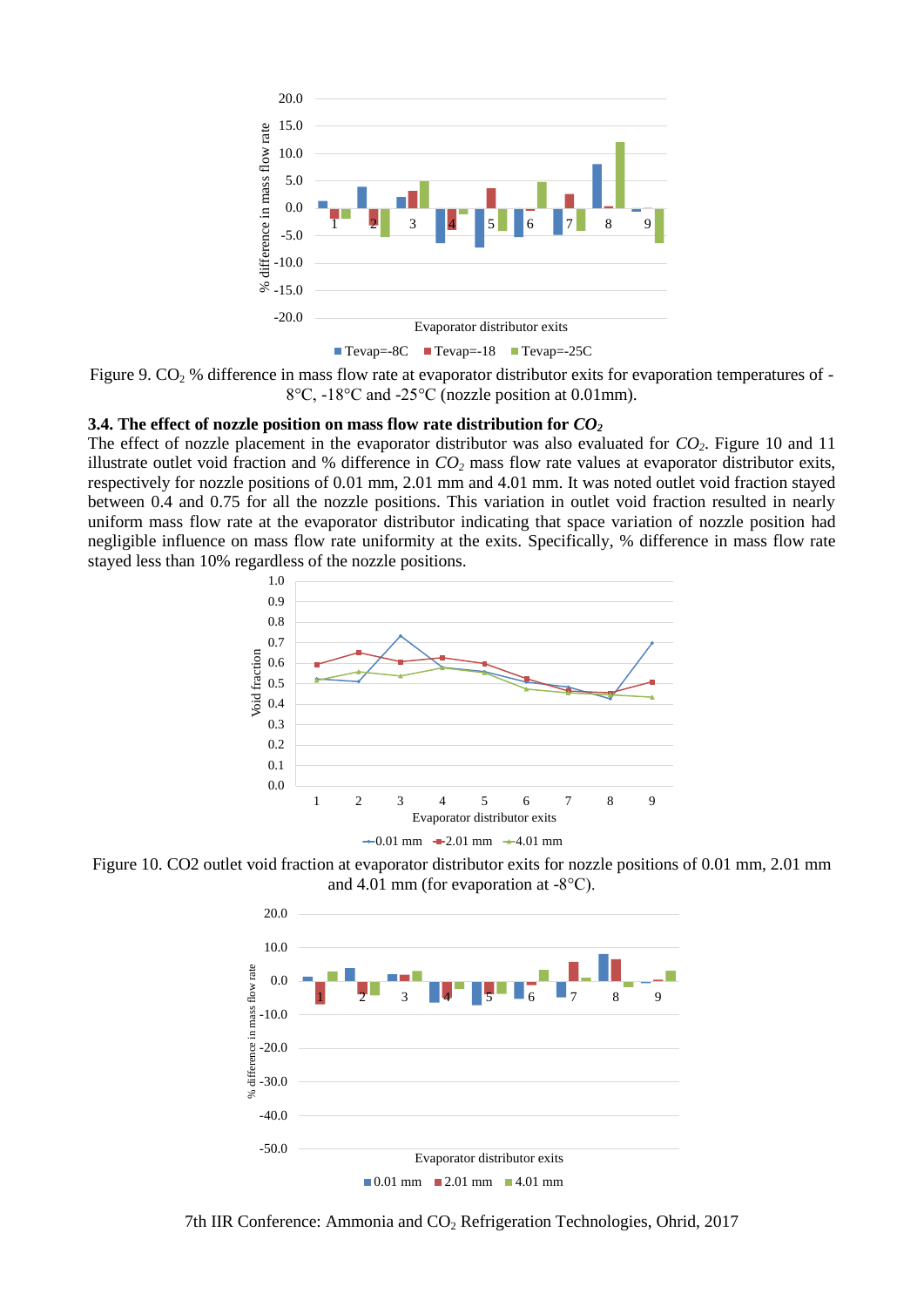Figure 9. $CO_2$ % difference in mass flow rate at evaporator distributor exits for evaporation temperatures of -8°C, -18°C and -25°C (nozzle position at 0.01mm).

### 3.4. The effect of nozzle position on mass flow rate distribution for $CO_2$

The effect of nozzle placement in the evaporator distributor was also evaluated for $CO_2$. Figure 10 and 11 illustrate outlet void fraction and % difference in $CO_2$ mass flow rate values at evaporator distributor exits, respectively for nozzle positions of 0.01 mm, 2.01 mm and 4.01 mm. It was noted outlet void fraction stayed between 0.4 and 0.75 for all the nozzle positions. This variation in outlet void fraction resulted in nearly uniform mass flow rate at the evaporator distributor indicating that space variation of nozzle position had negligible influence on mass flow rate uniformity at the exits. Specifically, % difference in mass flow rate stayed less than 10% regardless of the nozzle positions.

Figure 10. CO2 outlet void fraction at evaporator distributor exits for nozzle positions of 0.01 mm, 2.01 mm and 4.01 mm (for evaporation at -8°C).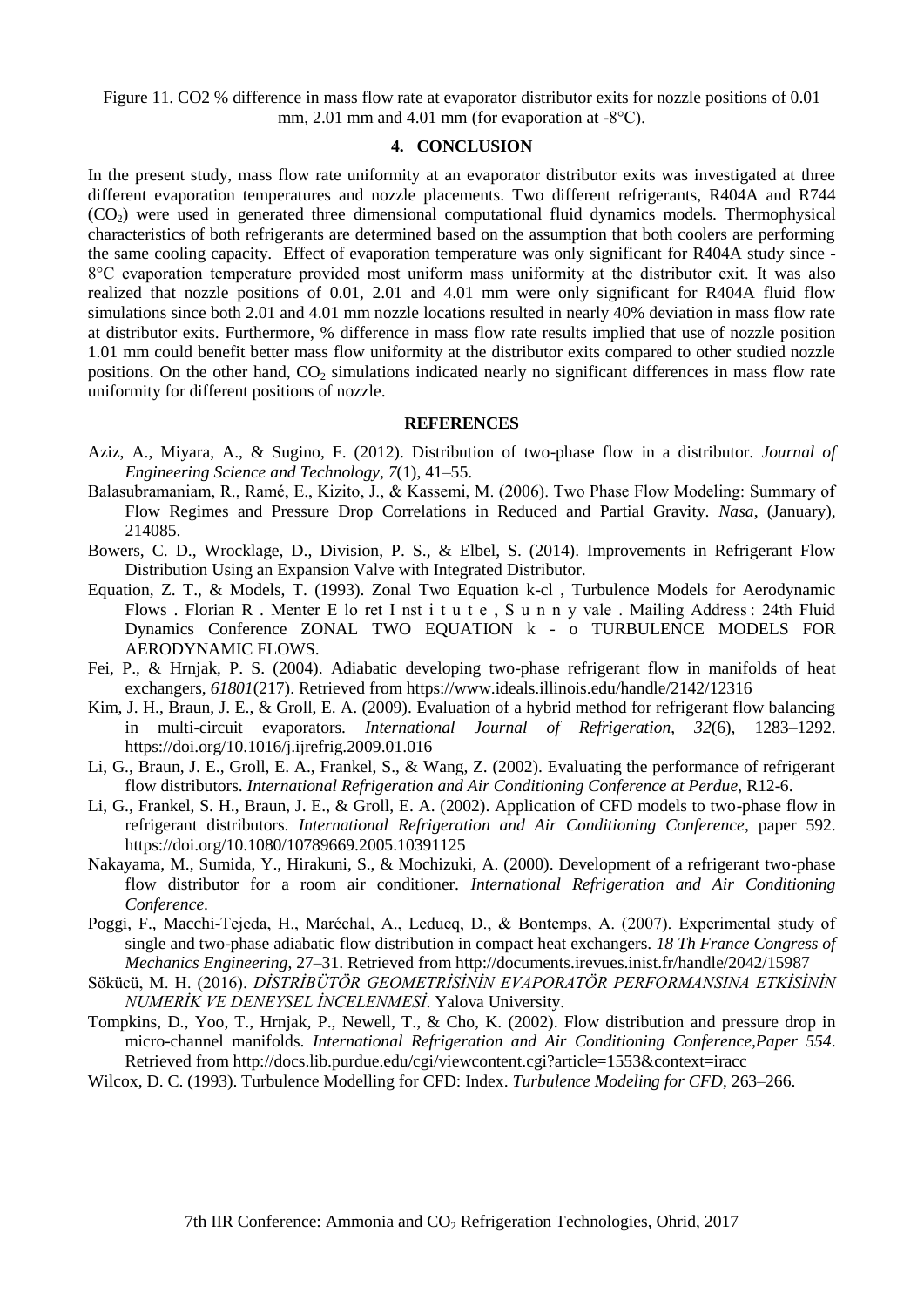Figure 11. CO2 % difference in mass flow rate at evaporator distributor exits for nozzle positions of 0.01 mm, 2.01 mm and 4.01 mm (for evaporation at -8°C).

## 4. CONCLUSION

In the present study, mass flow rate uniformity at an evaporator distributor exits was investigated at three different evaporation temperatures and nozzle placements. Two different refrigerants, R404A and R744 ($CO_2$) were used in generated three dimensional computational fluid dynamics models. Thermophysical characteristics of both refrigerants are determined based on the assumption that both coolers are performing the same cooling capacity. Effect of evaporation temperature was only significant for R404A study since -8°C evaporation temperature provided most uniform mass uniformity at the distributor exit. It was also realized that nozzle positions of 0.01, 2.01 and 4.01 mm were only significant for R404A fluid flow simulations since both 2.01 and 4.01 mm nozzle locations resulted in nearly 40% deviation in mass flow rate at distributor exits. Furthermore, % difference in mass flow rate results implied that use of nozzle position 1.01 mm could benefit better mass flow uniformity at the distributor exits compared to other studied nozzle positions. On the other hand, $CO_2$ simulations indicated nearly no significant differences in mass flow rate uniformity for different positions of nozzle.

## REFERENCES

Aziz, A., Miyara, A., & Sugino, F. (2012). Distribution of two-phase flow in a distributor. *Journal of Engineering Science and Technology*, *7*(1), 41–55.

Balasubramaniam, R., Ramé, E., Kizito, J., & Kassemi, M. (2006). Two Phase Flow Modeling: Summary of Flow Regimes and Pressure Drop Correlations in Reduced and Partial Gravity. *Nasa*, (January), 214085.

Bowers, C. D., Wrocklage, D., Division, P. S., & Elbel, S. (2014). Improvements in Refrigerant Flow Distribution Using an Expansion Valve with Integrated Distributor.

Equation, Z. T., & Models, T. (1993). Zonal Two Equation k-cl , Turbulence Models for Aerodynamic Flows . Florian R . Menter E lo ret I nst i t u t e , S u n n y vale . Mailing Address : 24th Fluid Dynamics Conference ZONAL TWO EQUATION k - o TURBULENCE MODELS FOR AERODYNAMIC FLOWS.

Fei, P., & Hrnjak, P. S. (2004). Adiabatic developing two-phase refrigerant flow in manifolds of heat exchangers, *61801*(217). Retrieved from https://www.ideals.illinois.edu/handle/2142/12316

Kim, J. H., Braun, J. E., & Groll, E. A. (2009). Evaluation of a hybrid method for refrigerant flow balancing in multi-circuit evaporators. *International Journal of Refrigeration*, *32*(6), 1283–1292. https://doi.org/10.1016/j.ijrefrig.2009.01.016

Li, G., Braun, J. E., Groll, E. A., Frankel, S., & Wang, Z. (2002). Evaluating the performance of refrigerant flow distributors. *International Refrigeration and Air Conditioning Conference at Perdue*, R12-6.

Li, G., Frankel, S. H., Braun, J. E., & Groll, E. A. (2002). Application of CFD models to two-phase flow in refrigerant distributors. *International Refrigeration and Air Conditioning Conference*, paper 592. https://doi.org/10.1080/10789669.2005.10391125

Nakayama, M., Sumida, Y., Hirakuni, S., & Mochizuki, A. (2000). Development of a refrigerant two-phase flow distributor for a room air conditioner. *International Refrigeration and Air Conditioning Conference*.

Poggi, F., Macchi-Tejeda, H., Maréchal, A., Leducq, D., & Bontemps, A. (2007). Experimental study of single and two-phase adiabatic flow distribution in compact heat exchangers. *18 Th France Congress of Mechanics Engineering*, 27–31. Retrieved from http://documents.irevues.inist.fr/handle/2042/15987

Sökücü, M. H. (2016). *DİSTRİBÜTÖR GEOMETRİSİNİN EVAPORATÖR PERFORMANSINA ETKİSİNİN NUMERİK VE DENEYSEL İNCELENMESİ*. Yalova University.

Tompkins, D., Yoo, T., Hrnjak, P., Newell, T., & Cho, K. (2002). Flow distribution and pressure drop in micro-channel manifolds. *International Refrigeration and Air Conditioning Conference,Paper 554*. Retrieved from http://docs.lib.purdue.edu/cgi/viewcontent.cgi?article=1553&context=iracc

Wilcox, D. C. (1993). Turbulence Modelling for CFD: Index. *Turbulence Modeling for CFD*, 263–266.